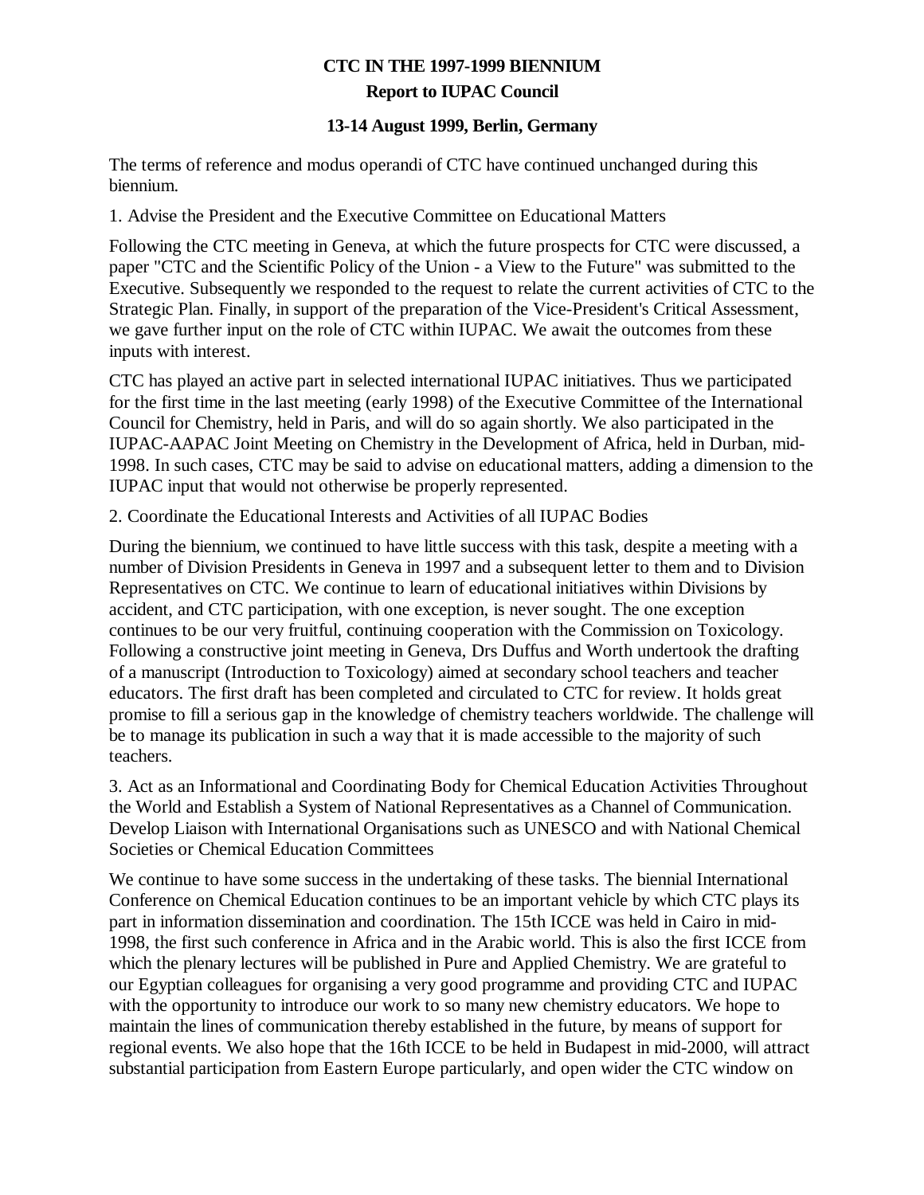# CTC IN THE 1997-1999 BIENNIUM

## Report to IUPAC Council

### 13-14 August 1999, Berlin, Germany

The terms of reference and modus operandi of CTC have continued unchanged during this biennium.

1. Advise the President and the Executive Committee on Educational Matters

Following the CTC meeting in Geneva, at which the future prospects for CTC were discussed, a paper "CTC and the Scientific Policy of the Union - a View to the Future" was submitted to the Executive. Subsequently we responded to the request to relate the current activities of CTC to the Strategic Plan. Finally, in support of the preparation of the Vice-President's Critical Assessment, we gave further input on the role of CTC within IUPAC. We await the outcomes from these inputs with interest.

CTC has played an active part in selected international IUPAC initiatives. Thus we participated for the first time in the last meeting (early 1998) of the Executive Committee of the International Council for Chemistry, held in Paris, and will do so again shortly. We also participated in the IUPAC-AAPAC Joint Meeting on Chemistry in the Development of Africa, held in Durban, mid-1998. In such cases, CTC may be said to advise on educational matters, adding a dimension to the IUPAC input that would not otherwise be properly represented.

2. Coordinate the Educational Interests and Activities of all IUPAC Bodies

During the biennium, we continued to have little success with this task, despite a meeting with a number of Division Presidents in Geneva in 1997 and a subsequent letter to them and to Division Representatives on CTC. We continue to learn of educational initiatives within Divisions by accident, and CTC participation, with one exception, is never sought. The one exception continues to be our very fruitful, continuing cooperation with the Commission on Toxicology. Following a constructive joint meeting in Geneva, Drs Duffus and Worth undertook the drafting of a manuscript (Introduction to Toxicology) aimed at secondary school teachers and teacher educators. The first draft has been completed and circulated to CTC for review. It holds great promise to fill a serious gap in the knowledge of chemistry teachers worldwide. The challenge will be to manage its publication in such a way that it is made accessible to the majority of such teachers.

3. Act as an Informational and Coordinating Body for Chemical Education Activities Throughout the World and Establish a System of National Representatives as a Channel of Communication. Develop Liaison with International Organisations such as UNESCO and with National Chemical Societies or Chemical Education Committees

We continue to have some success in the undertaking of these tasks. The biennial International Conference on Chemical Education continues to be an important vehicle by which CTC plays its part in information dissemination and coordination. The 15th ICCE was held in Cairo in mid-1998, the first such conference in Africa and in the Arabic world. This is also the first ICCE from which the plenary lectures will be published in Pure and Applied Chemistry. We are grateful to our Egyptian colleagues for organising a very good programme and providing CTC and IUPAC with the opportunity to introduce our work to so many new chemistry educators. We hope to maintain the lines of communication thereby established in the future, by means of support for regional events. We also hope that the 16th ICCE to be held in Budapest in mid-2000, will attract substantial participation from Eastern Europe particularly, and open wider the CTC window on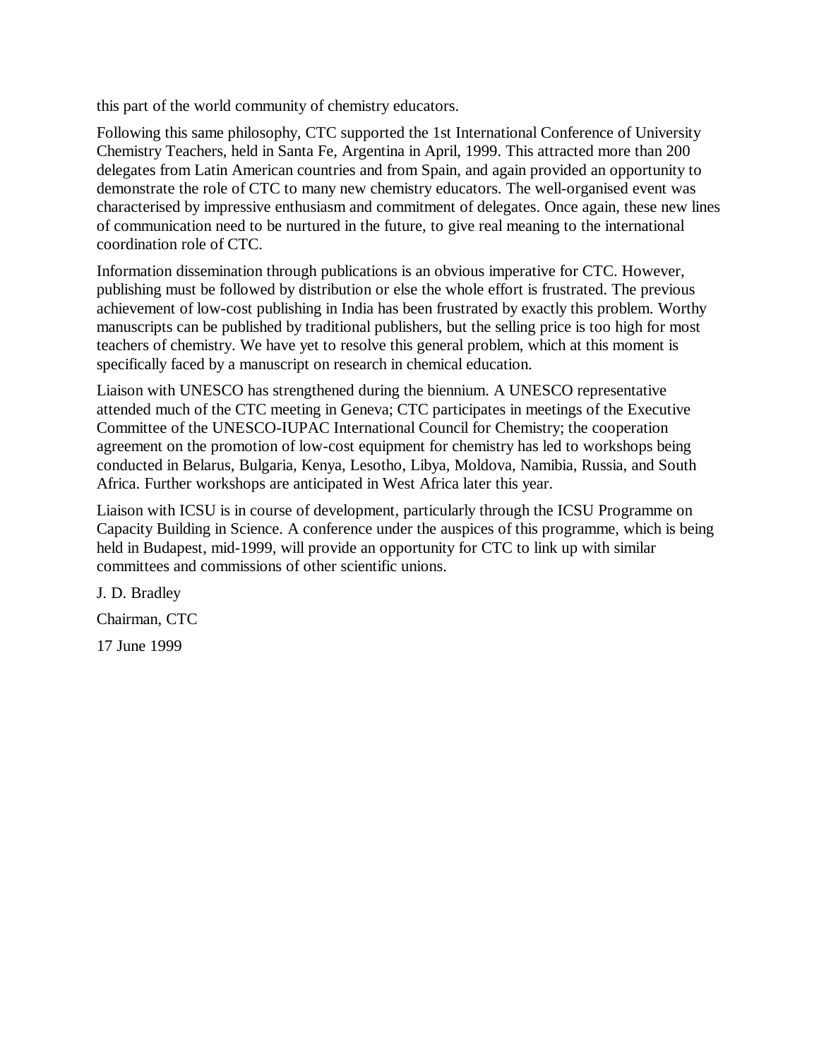this part of the world community of chemistry educators.

Following this same philosophy, CTC supported the 1st International Conference of University Chemistry Teachers, held in Santa Fe, Argentina in April, 1999. This attracted more than 200 delegates from Latin American countries and from Spain, and again provided an opportunity to demonstrate the role of CTC to many new chemistry educators. The well-organised event was characterised by impressive enthusiasm and commitment of delegates. Once again, these new lines of communication need to be nurtured in the future, to give real meaning to the international coordination role of CTC.

Information dissemination through publications is an obvious imperative for CTC. However, publishing must be followed by distribution or else the whole effort is frustrated. The previous achievement of low-cost publishing in India has been frustrated by exactly this problem. Worthy manuscripts can be published by traditional publishers, but the selling price is too high for most teachers of chemistry. We have yet to resolve this general problem, which at this moment is specifically faced by a manuscript on research in chemical education.

Liaison with UNESCO has strengthened during the biennium. A UNESCO representative attended much of the CTC meeting in Geneva; CTC participates in meetings of the Executive Committee of the UNESCO-IUPAC International Council for Chemistry; the cooperation agreement on the promotion of low-cost equipment for chemistry has led to workshops being conducted in Belarus, Bulgaria, Kenya, Lesotho, Libya, Moldova, Namibia, Russia, and South Africa. Further workshops are anticipated in West Africa later this year.

Liaison with ICSU is in course of development, particularly through the ICSU Programme on Capacity Building in Science. A conference under the auspices of this programme, which is being held in Budapest, mid-1999, will provide an opportunity for CTC to link up with similar committees and commissions of other scientific unions.

J. D. Bradley

Chairman, CTC

17 June 1999